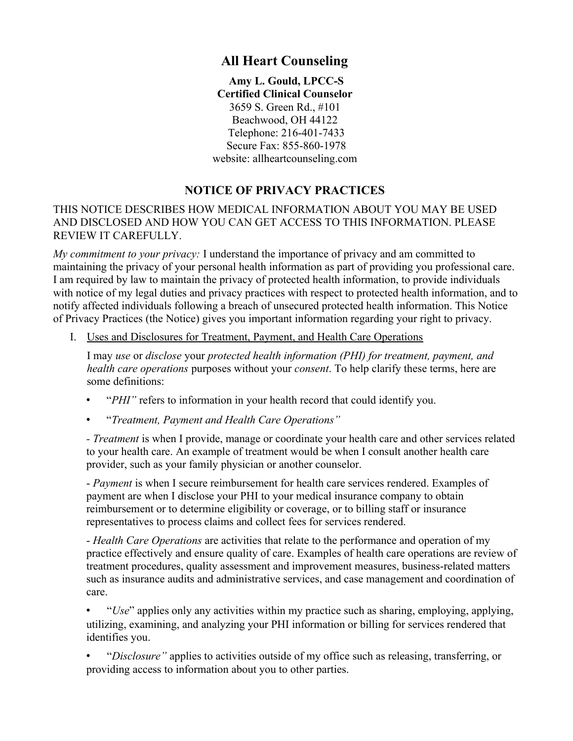# All Heart Counseling

**Amy L. Gould, LPCC-S**
**Certified Clinical Counselor**
3659 S. Green Rd., #101
Beachwood, OH 44122
Telephone: 216-401-7433
Secure Fax: 855-860-1978
website: allheartcounseling.com

## NOTICE OF PRIVACY PRACTICES

THIS NOTICE DESCRIBES HOW MEDICAL INFORMATION ABOUT YOU MAY BE USED AND DISCLOSED AND HOW YOU CAN GET ACCESS TO THIS INFORMATION. PLEASE REVIEW IT CAREFULLY.

*My commitment to your privacy:* I understand the importance of privacy and am committed to maintaining the privacy of your personal health information as part of providing you professional care. I am required by law to maintain the privacy of protected health information, to provide individuals with notice of my legal duties and privacy practices with respect to protected health information, and to notify affected individuals following a breach of unsecured protected health information. This Notice of Privacy Practices (the Notice) gives you important information regarding your right to privacy.

I. <u>Uses and Disclosures for Treatment, Payment, and Health Care Operations</u>

I may *use* or *disclose* your *protected health information (PHI) for treatment, payment, and health care operations* purposes without your *consent*. To help clarify these terms, here are some definitions:

- "*PHI"* refers to information in your health record that could identify you.
- "*Treatment, Payment and Health Care Operations"*

- *Treatment* is when I provide, manage or coordinate your health care and other services related to your health care. An example of treatment would be when I consult another health care provider, such as your family physician or another counselor.

- *Payment* is when I secure reimbursement for health care services rendered. Examples of payment are when I disclose your PHI to your medical insurance company to obtain reimbursement or to determine eligibility or coverage, or to billing staff or insurance representatives to process claims and collect fees for services rendered.

- *Health Care Operations* are activities that relate to the performance and operation of my practice effectively and ensure quality of care. Examples of health care operations are review of treatment procedures, quality assessment and improvement measures, business-related matters such as insurance audits and administrative services, and case management and coordination of care.

- "*Use*" applies only any activities within my practice such as sharing, employing, applying, utilizing, examining, and analyzing your PHI information or billing for services rendered that identifies you.
- "*Disclosure"* applies to activities outside of my office such as releasing, transferring, or providing access to information about you to other parties.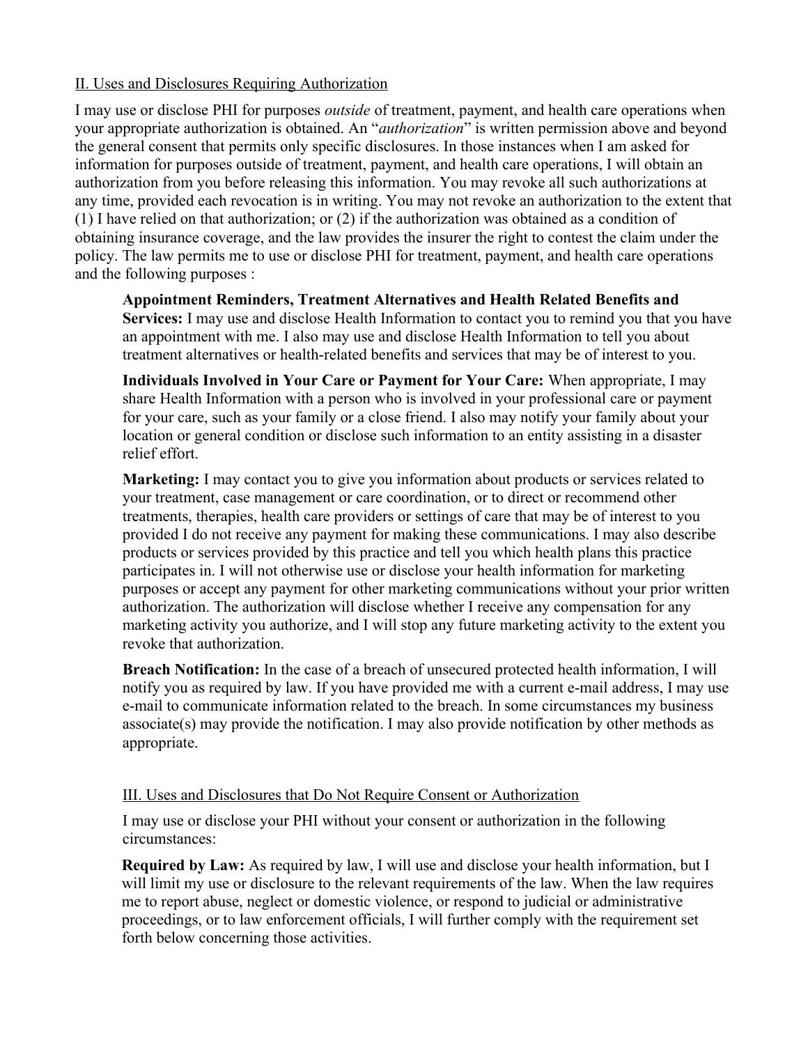## II. Uses and Disclosures Requiring Authorization

I may use or disclose PHI for purposes *outside* of treatment, payment, and health care operations when your appropriate authorization is obtained. An "*authorization*" is written permission above and beyond the general consent that permits only specific disclosures. In those instances when I am asked for information for purposes outside of treatment, payment, and health care operations, I will obtain an authorization from you before releasing this information. You may revoke all such authorizations at any time, provided each revocation is in writing. You may not revoke an authorization to the extent that (1) I have relied on that authorization; or (2) if the authorization was obtained as a condition of obtaining insurance coverage, and the law provides the insurer the right to contest the claim under the policy. The law permits me to use or disclose PHI for treatment, payment, and health care operations and the following purposes :

**Appointment Reminders, Treatment Alternatives and Health Related Benefits and Services:** I may use and disclose Health Information to contact you to remind you that you have an appointment with me. I also may use and disclose Health Information to tell you about treatment alternatives or health-related benefits and services that may be of interest to you.

**Individuals Involved in Your Care or Payment for Your Care:** When appropriate, I may share Health Information with a person who is involved in your professional care or payment for your care, such as your family or a close friend. I also may notify your family about your location or general condition or disclose such information to an entity assisting in a disaster relief effort.

**Marketing:** I may contact you to give you information about products or services related to your treatment, case management or care coordination, or to direct or recommend other treatments, therapies, health care providers or settings of care that may be of interest to you provided I do not receive any payment for making these communications. I may also describe products or services provided by this practice and tell you which health plans this practice participates in. I will not otherwise use or disclose your health information for marketing purposes or accept any payment for other marketing communications without your prior written authorization. The authorization will disclose whether I receive any compensation for any marketing activity you authorize, and I will stop any future marketing activity to the extent you revoke that authorization.

**Breach Notification:** In the case of a breach of unsecured protected health information, I will notify you as required by law. If you have provided me with a current e-mail address, I may use e-mail to communicate information related to the breach. In some circumstances my business associate(s) may provide the notification. I may also provide notification by other methods as appropriate.

## III. Uses and Disclosures that Do Not Require Consent or Authorization

I may use or disclose your PHI without your consent or authorization in the following circumstances:

**Required by Law:** As required by law, I will use and disclose your health information, but I will limit my use or disclosure to the relevant requirements of the law. When the law requires me to report abuse, neglect or domestic violence, or respond to judicial or administrative proceedings, or to law enforcement officials, I will further comply with the requirement set forth below concerning those activities.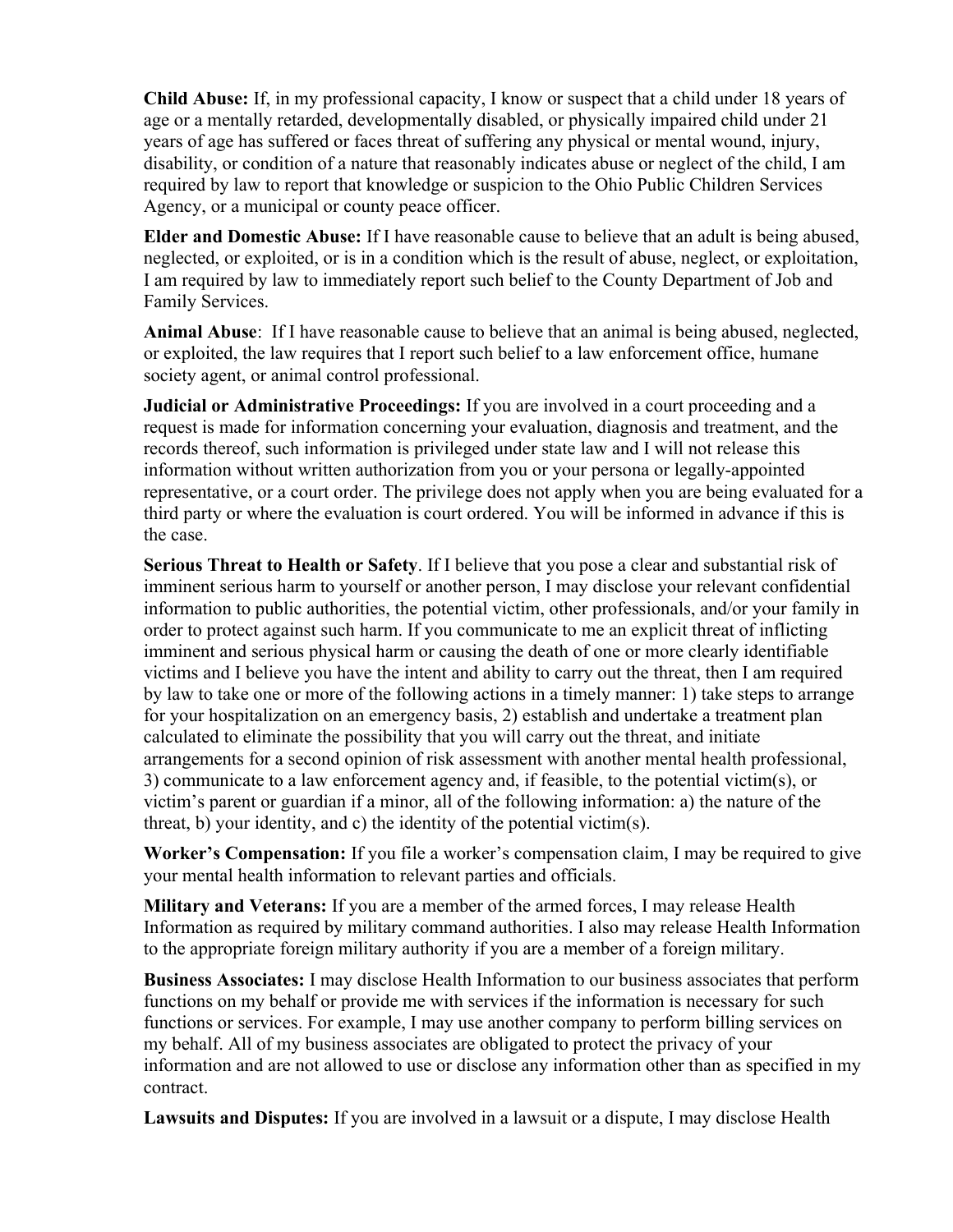**Child Abuse:** If, in my professional capacity, I know or suspect that a child under 18 years of age or a mentally retarded, developmentally disabled, or physically impaired child under 21 years of age has suffered or faces threat of suffering any physical or mental wound, injury, disability, or condition of a nature that reasonably indicates abuse or neglect of the child, I am required by law to report that knowledge or suspicion to the Ohio Public Children Services Agency, or a municipal or county peace officer.

**Elder and Domestic Abuse:** If I have reasonable cause to believe that an adult is being abused, neglected, or exploited, or is in a condition which is the result of abuse, neglect, or exploitation, I am required by law to immediately report such belief to the County Department of Job and Family Services.

**Animal Abuse**: If I have reasonable cause to believe that an animal is being abused, neglected, or exploited, the law requires that I report such belief to a law enforcement office, humane society agent, or animal control professional.

**Judicial or Administrative Proceedings:** If you are involved in a court proceeding and a request is made for information concerning your evaluation, diagnosis and treatment, and the records thereof, such information is privileged under state law and I will not release this information without written authorization from you or your persona or legally-appointed representative, or a court order. The privilege does not apply when you are being evaluated for a third party or where the evaluation is court ordered. You will be informed in advance if this is the case.

**Serious Threat to Health or Safety**. If I believe that you pose a clear and substantial risk of imminent serious harm to yourself or another person, I may disclose your relevant confidential information to public authorities, the potential victim, other professionals, and/or your family in order to protect against such harm. If you communicate to me an explicit threat of inflicting imminent and serious physical harm or causing the death of one or more clearly identifiable victims and I believe you have the intent and ability to carry out the threat, then I am required by law to take one or more of the following actions in a timely manner: 1) take steps to arrange for your hospitalization on an emergency basis, 2) establish and undertake a treatment plan calculated to eliminate the possibility that you will carry out the threat, and initiate arrangements for a second opinion of risk assessment with another mental health professional, 3) communicate to a law enforcement agency and, if feasible, to the potential victim(s), or victim's parent or guardian if a minor, all of the following information: a) the nature of the threat, b) your identity, and c) the identity of the potential victim(s).

**Worker's Compensation:** If you file a worker's compensation claim, I may be required to give your mental health information to relevant parties and officials.

**Military and Veterans:** If you are a member of the armed forces, I may release Health Information as required by military command authorities. I also may release Health Information to the appropriate foreign military authority if you are a member of a foreign military.

**Business Associates:** I may disclose Health Information to our business associates that perform functions on my behalf or provide me with services if the information is necessary for such functions or services. For example, I may use another company to perform billing services on my behalf. All of my business associates are obligated to protect the privacy of your information and are not allowed to use or disclose any information other than as specified in my contract.

**Lawsuits and Disputes:** If you are involved in a lawsuit or a dispute, I may disclose Health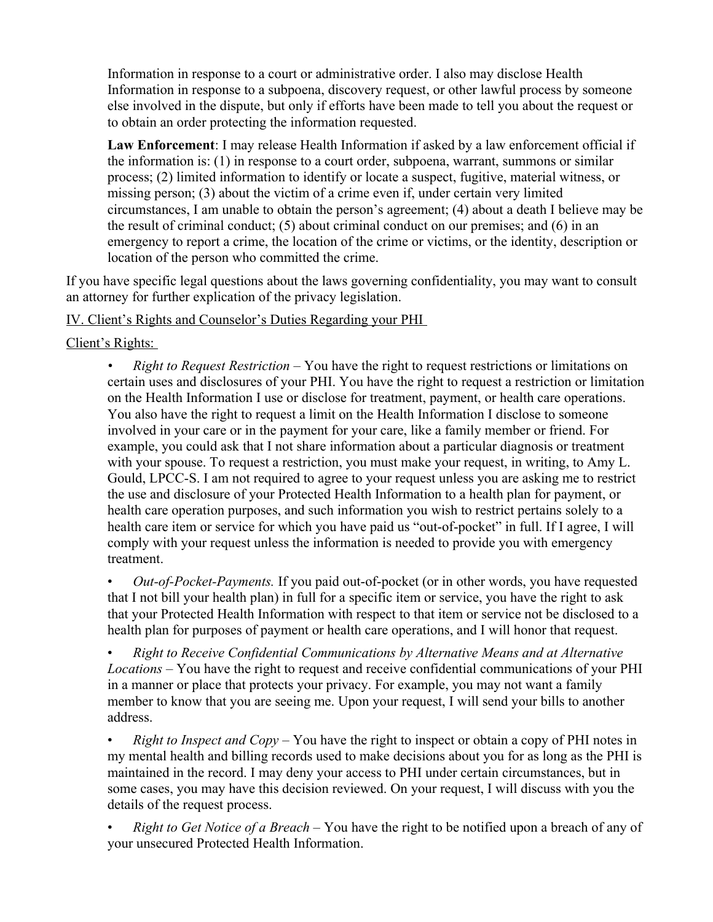Information in response to a court or administrative order. I also may disclose Health Information in response to a subpoena, discovery request, or other lawful process by someone else involved in the dispute, but only if efforts have been made to tell you about the request or to obtain an order protecting the information requested.

**Law Enforcement**: I may release Health Information if asked by a law enforcement official if the information is: (1) in response to a court order, subpoena, warrant, summons or similar process; (2) limited information to identify or locate a suspect, fugitive, material witness, or missing person; (3) about the victim of a crime even if, under certain very limited circumstances, I am unable to obtain the person's agreement; (4) about a death I believe may be the result of criminal conduct; (5) about criminal conduct on our premises; and (6) in an emergency to report a crime, the location of the crime or victims, or the identity, description or location of the person who committed the crime.

If you have specific legal questions about the laws governing confidentiality, you may want to consult an attorney for further explication of the privacy legislation.

<u>IV. Client's Rights and Counselor's Duties Regarding your PHI</u>

<u>Client's Rights:</u>

- *Right to Request Restriction* – You have the right to request restrictions or limitations on certain uses and disclosures of your PHI. You have the right to request a restriction or limitation on the Health Information I use or disclose for treatment, payment, or health care operations. You also have the right to request a limit on the Health Information I disclose to someone involved in your care or in the payment for your care, like a family member or friend. For example, you could ask that I not share information about a particular diagnosis or treatment with your spouse. To request a restriction, you must make your request, in writing, to Amy L. Gould, LPCC-S. I am not required to agree to your request unless you are asking me to restrict the use and disclosure of your Protected Health Information to a health plan for payment, or health care operation purposes, and such information you wish to restrict pertains solely to a health care item or service for which you have paid us "out-of-pocket" in full. If I agree, I will comply with your request unless the information is needed to provide you with emergency treatment.

- *Out-of-Pocket-Payments.* If you paid out-of-pocket (or in other words, you have requested that I not bill your health plan) in full for a specific item or service, you have the right to ask that your Protected Health Information with respect to that item or service not be disclosed to a health plan for purposes of payment or health care operations, and I will honor that request.

- *Right to Receive Confidential Communications by Alternative Means and at Alternative Locations* – You have the right to request and receive confidential communications of your PHI in a manner or place that protects your privacy. For example, you may not want a family member to know that you are seeing me. Upon your request, I will send your bills to another address.

- *Right to Inspect and Copy* – You have the right to inspect or obtain a copy of PHI notes in my mental health and billing records used to make decisions about you for as long as the PHI is maintained in the record. I may deny your access to PHI under certain circumstances, but in some cases, you may have this decision reviewed. On your request, I will discuss with you the details of the request process.

- *Right to Get Notice of a Breach* – You have the right to be notified upon a breach of any of your unsecured Protected Health Information.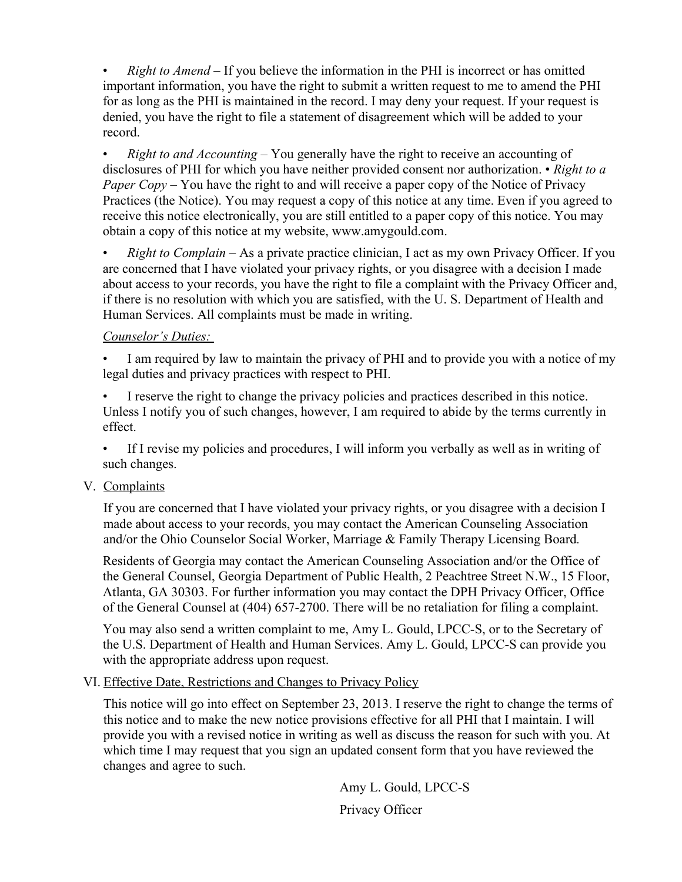- *Right to Amend* – If you believe the information in the PHI is incorrect or has omitted important information, you have the right to submit a written request to me to amend the PHI for as long as the PHI is maintained in the record. I may deny your request. If your request is denied, you have the right to file a statement of disagreement which will be added to your record.

- *Right to and Accounting* – You generally have the right to receive an accounting of disclosures of PHI for which you have neither provided consent nor authorization. • *Right to a Paper Copy* – You have the right to and will receive a paper copy of the Notice of Privacy Practices (the Notice). You may request a copy of this notice at any time. Even if you agreed to receive this notice electronically, you are still entitled to a paper copy of this notice. You may obtain a copy of this notice at my website, www.amygould.com.

- *Right to Complain* – As a private practice clinician, I act as my own Privacy Officer. If you are concerned that I have violated your privacy rights, or you disagree with a decision I made about access to your records, you have the right to file a complaint with the Privacy Officer and, if there is no resolution with which you are satisfied, with the U. S. Department of Health and Human Services. All complaints must be made in writing.

*Counselor's Duties:*

- I am required by law to maintain the privacy of PHI and to provide you with a notice of my legal duties and privacy practices with respect to PHI.

- I reserve the right to change the privacy policies and practices described in this notice. Unless I notify you of such changes, however, I am required to abide by the terms currently in effect.

- If I revise my policies and procedures, I will inform you verbally as well as in writing of such changes.

V. Complaints

If you are concerned that I have violated your privacy rights, or you disagree with a decision I made about access to your records, you may contact the American Counseling Association and/or the Ohio Counselor Social Worker, Marriage & Family Therapy Licensing Board.

Residents of Georgia may contact the American Counseling Association and/or the Office of the General Counsel, Georgia Department of Public Health, 2 Peachtree Street N.W., 15 Floor, Atlanta, GA 30303. For further information you may contact the DPH Privacy Officer, Office of the General Counsel at (404) 657-2700. There will be no retaliation for filing a complaint.

You may also send a written complaint to me, Amy L. Gould, LPCC-S, or to the Secretary of the U.S. Department of Health and Human Services. Amy L. Gould, LPCC-S can provide you with the appropriate address upon request.

VI. Effective Date, Restrictions and Changes to Privacy Policy

This notice will go into effect on September 23, 2013. I reserve the right to change the terms of this notice and to make the new notice provisions effective for all PHI that I maintain. I will provide you with a revised notice in writing as well as discuss the reason for such with you. At which time I may request that you sign an updated consent form that you have reviewed the changes and agree to such.

Amy L. Gould, LPCC-S

Privacy Officer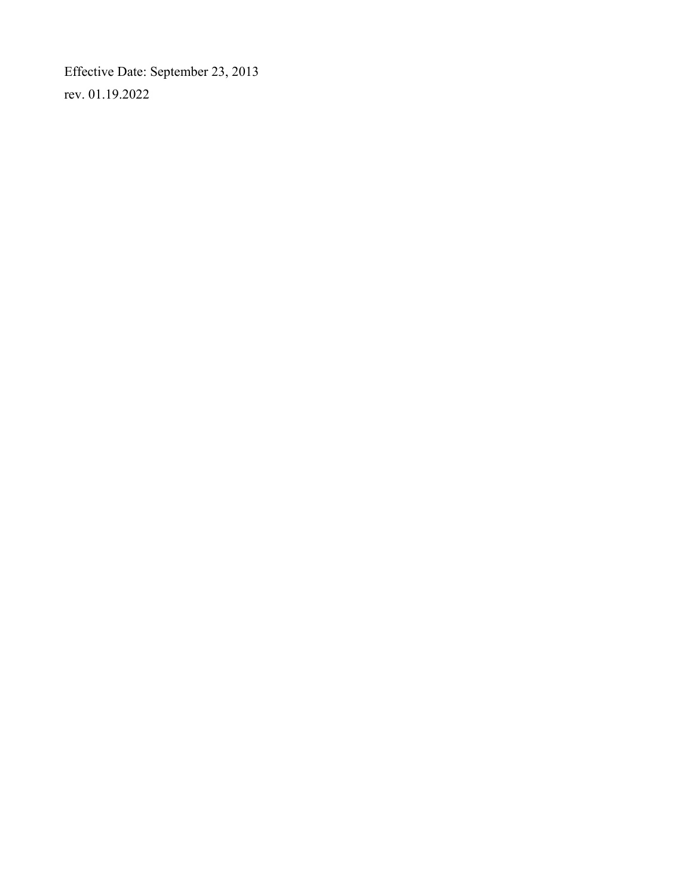Effective Date: September 23, 2013

rev. 01.19.2022